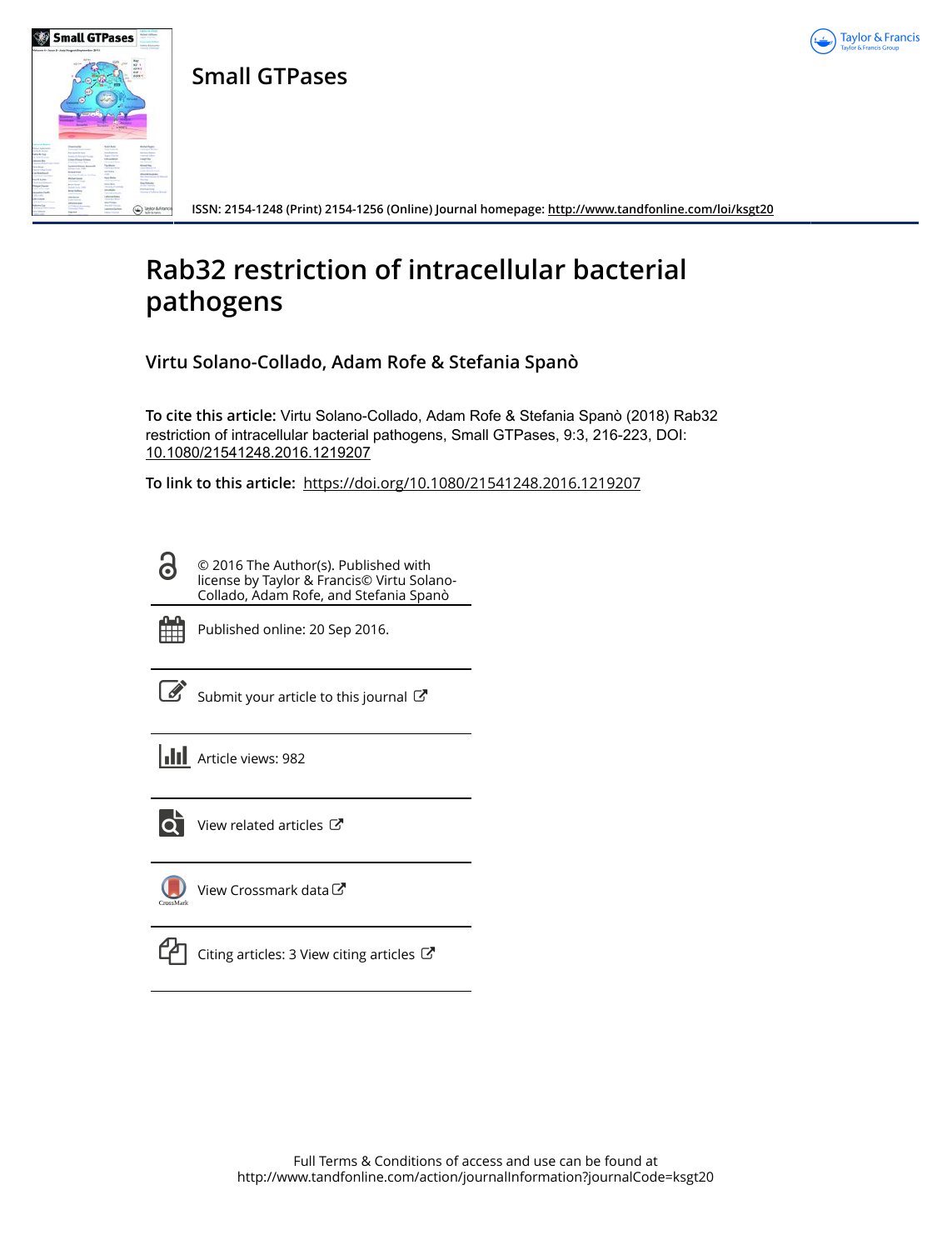Small GTPases

ISSN: 2154-1248 (Print) 2154-1256 (Online) Journal homepage: http://www.tandfonline.com/loi/ksgt20

# Rab32 restriction of intracellular bacterial pathogens

Virtu Solano-Collado, Adam Rofe & Stefania Spanò

**To cite this article:** Virtu Solano-Collado, Adam Rofe & Stefania Spanò (2018) Rab32 restriction of intracellular bacterial pathogens, Small GTPases, 9:3, 216-223, DOI: 10.1080/21541248.2016.1219207

**To link to this article:** https://doi.org/10.1080/21541248.2016.1219207

© 2016 The Author(s). Published with license by Taylor & Francis© Virtu Solano-Collado, Adam Rofe, and Stefania Spanò

Published online: 20 Sep 2016.

Submit your article to this journal

Article views: 982

View related articles

View Crossmark data

Citing articles: 3 View citing articles

Full Terms & Conditions of access and use can be found at
http://www.tandfonline.com/action/journalInformation?journalCode=ksgt20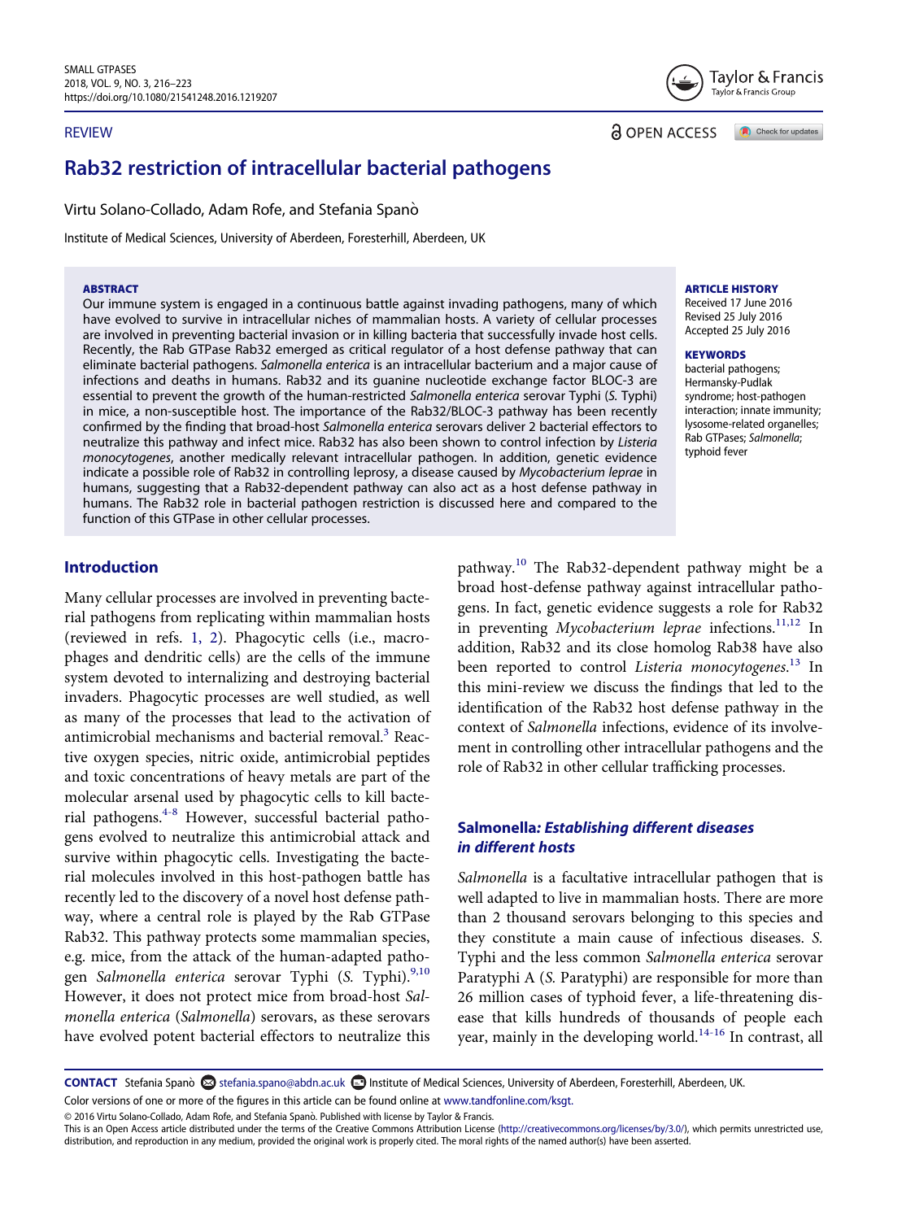REVIEW

# Rab32 restriction of intracellular bacterial pathogens

Virtu Solano-Collado, Adam Rofe, and Stefania Spanò

Institute of Medical Sciences, University of Aberdeen, Foresterhill, Aberdeen, UK

**ABSTRACT**

Our immune system is engaged in a continuous battle against invading pathogens, many of which have evolved to survive in intracellular niches of mammalian hosts. A variety of cellular processes are involved in preventing bacterial invasion or in killing bacteria that successfully invade host cells. Recently, the Rab GTPase Rab32 emerged as critical regulator of a host defense pathway that can eliminate bacterial pathogens. *Salmonella enterica* is an intracellular bacterium and a major cause of infections and deaths in humans. Rab32 and its guanine nucleotide exchange factor BLOC-3 are essential to prevent the growth of the human-restricted *Salmonella enterica* serovar Typhi (*S.* Typhi) in mice, a non-susceptible host. The importance of the Rab32/BLOC-3 pathway has been recently confirmed by the finding that broad-host *Salmonella enterica* serovars deliver 2 bacterial effectors to neutralize this pathway and infect mice. Rab32 has also been shown to control infection by *Listeria monocytogenes*, another medically relevant intracellular pathogen. In addition, genetic evidence indicate a possible role of Rab32 in controlling leprosy, a disease caused by *Mycobacterium leprae* in humans, suggesting that a Rab32-dependent pathway can also act as a host defense pathway in humans. The Rab32 role in bacterial pathogen restriction is discussed here and compared to the function of this GTPase in other cellular processes.

**ARTICLE HISTORY**
Received 17 June 2016
Revised 25 July 2016
Accepted 25 July 2016

**KEYWORDS**
bacterial pathogens; Hermansky-Pudlak syndrome; host-pathogen interaction; innate immunity; lysosome-related organelles; Rab GTPases; *Salmonella*; typhoid fever

## Introduction

Many cellular processes are involved in preventing bacterial pathogens from replicating within mammalian hosts (reviewed in refs. 1, 2). Phagocytic cells (i.e., macrophages and dendritic cells) are the cells of the immune system devoted to internalizing and destroying bacterial invaders. Phagocytic processes are well studied, as well as many of the processes that lead to the activation of antimicrobial mechanisms and bacterial removal.[3] Reactive oxygen species, nitric oxide, antimicrobial peptides and toxic concentrations of heavy metals are part of the molecular arsenal used by phagocytic cells to kill bacterial pathogens.[4-8] However, successful bacterial pathogens evolved to neutralize this antimicrobial attack and survive within phagocytic cells. Investigating the bacterial molecules involved in this host-pathogen battle has recently led to the discovery of a novel host defense pathway, where a central role is played by the Rab GTPase Rab32. This pathway protects some mammalian species, e.g. mice, from the attack of the human-adapted pathogen *Salmonella enterica* serovar Typhi (*S.* Typhi).[9,10] However, it does not protect mice from broad-host *Salmonella enterica* (*Salmonella*) serovars, as these serovars have evolved potent bacterial effectors to neutralize this pathway.[10] The Rab32-dependent pathway might be a broad host-defense pathway against intracellular pathogens. In fact, genetic evidence suggests a role for Rab32 in preventing *Mycobacterium leprae* infections.[11,12] In addition, Rab32 and its close homolog Rab38 have also been reported to control *Listeria monocytogenes*.[13] In this mini-review we discuss the findings that led to the identification of the Rab32 host defense pathway in the context of *Salmonella* infections, evidence of its involvement in controlling other intracellular pathogens and the role of Rab32 in other cellular trafficking processes.

## *Salmonella: Establishing different diseases in different hosts*

*Salmonella* is a facultative intracellular pathogen that is well adapted to live in mammalian hosts. There are more than 2 thousand serovars belonging to this species and they constitute a main cause of infectious diseases. *S.* Typhi and the less common *Salmonella enterica* serovar Paratyphi A (*S.* Paratyphi) are responsible for more than 26 million cases of typhoid fever, a life-threatening disease that kills hundreds of thousands of people each year, mainly in the developing world.[14-16] In contrast, all

**CONTACT** Stefania Spanò stefania.spano@abdn.ac.uk Institute of Medical Sciences, University of Aberdeen, Foresterhill, Aberdeen, UK.

Color versions of one or more of the figures in this article can be found online at www.tandfonline.com/ksgt.

© 2016 Virtu Solano-Collado, Adam Rofe, and Stefania Spanò. Published with license by Taylor & Francis.

This is an Open Access article distributed under the terms of the Creative Commons Attribution License (http://creativecommons.org/licenses/by/3.0/), which permits unrestricted use, distribution, and reproduction in any medium, provided the original work is properly cited. The moral rights of the named author(s) have been asserted.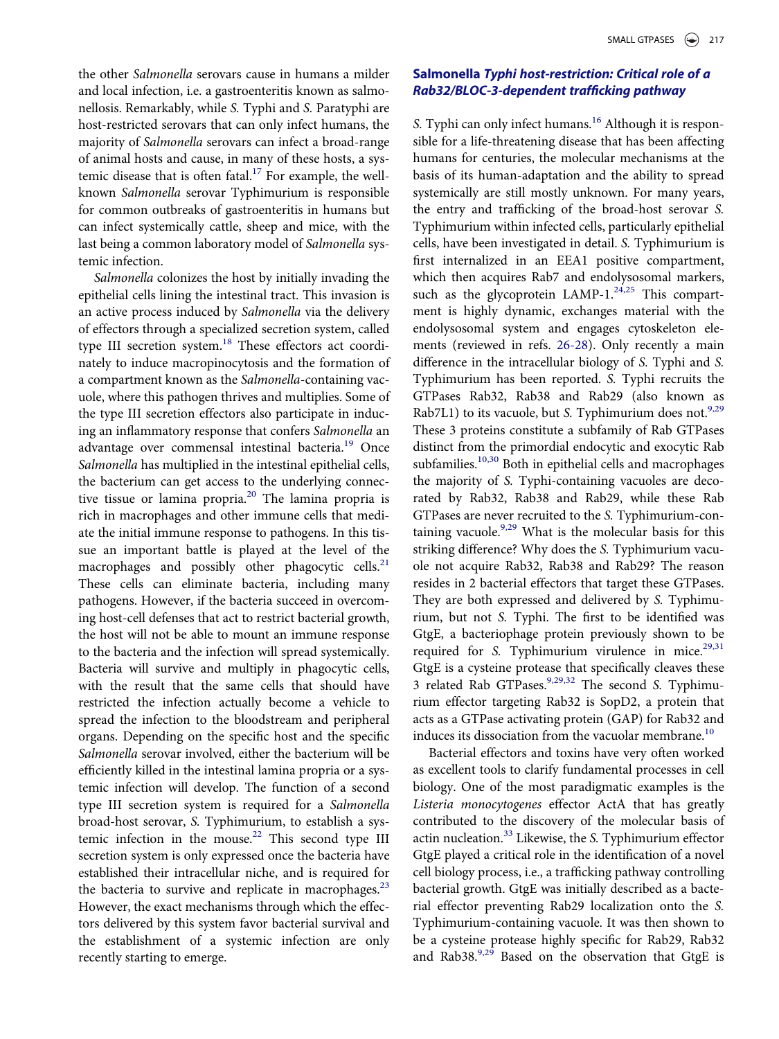the other *Salmonella* serovars cause in humans a milder and local infection, i.e. a gastroenteritis known as salmonellosis. Remarkably, while *S.* Typhi and *S.* Paratyphi are host-restricted serovars that can only infect humans, the majority of *Salmonella* serovars can infect a broad-range of animal hosts and cause, in many of these hosts, a systemic disease that is often fatal.[17] For example, the well-known *Salmonella* serovar Typhimurium is responsible for common outbreaks of gastroenteritis in humans but can infect systemically cattle, sheep and mice, with the last being a common laboratory model of *Salmonella* systemic infection.

*Salmonella* colonizes the host by initially invading the epithelial cells lining the intestinal tract. This invasion is an active process induced by *Salmonella* via the delivery of effectors through a specialized secretion system, called type III secretion system.[18] These effectors act coordinately to induce macropinocytosis and the formation of a compartment known as the *Salmonella*-containing vacuole, where this pathogen thrives and multiplies. Some of the type III secretion effectors also participate in inducing an inflammatory response that confers *Salmonella* an advantage over commensal intestinal bacteria.[19] Once *Salmonella* has multiplied in the intestinal epithelial cells, the bacterium can get access to the underlying connective tissue or lamina propria.[20] The lamina propria is rich in macrophages and other immune cells that mediate the initial immune response to pathogens. In this tissue an important battle is played at the level of the macrophages and possibly other phagocytic cells.[21] These cells can eliminate bacteria, including many pathogens. However, if the bacteria succeed in overcoming host-cell defenses that act to restrict bacterial growth, the host will not be able to mount an immune response to the bacteria and the infection will spread systemically. Bacteria will survive and multiply in phagocytic cells, with the result that the same cells that should have restricted the infection actually become a vehicle to spread the infection to the bloodstream and peripheral organs. Depending on the specific host and the specific *Salmonella* serovar involved, either the bacterium will be efficiently killed in the intestinal lamina propria or a systemic infection will develop. The function of a second type III secretion system is required for a *Salmonella* broad-host serovar, *S.* Typhimurium, to establish a systemic infection in the mouse.[22] This second type III secretion system is only expressed once the bacteria have established their intracellular niche, and is required for the bacteria to survive and replicate in macrophages.[23] However, the exact mechanisms through which the effectors delivered by this system favor bacterial survival and the establishment of a systemic infection are only recently starting to emerge.

## Salmonella *Typhi host-restriction: Critical role of a Rab32/BLOC-3-dependent trafficking pathway*

*S.* Typhi can only infect humans.[16] Although it is responsible for a life-threatening disease that has been affecting humans for centuries, the molecular mechanisms at the basis of its human-adaptation and the ability to spread systemically are still mostly unknown. For many years, the entry and trafficking of the broad-host serovar *S.* Typhimurium within infected cells, particularly epithelial cells, have been investigated in detail. *S.* Typhimurium is first internalized in an EEA1 positive compartment, which then acquires Rab7 and endolysosomal markers, such as the glycoprotein LAMP-1.[24,25] This compartment is highly dynamic, exchanges material with the endolysosomal system and engages cytoskeleton elements (reviewed in refs. 26-28). Only recently a main difference in the intracellular biology of *S.* Typhi and *S.* Typhimurium has been reported. *S.* Typhi recruits the GTPases Rab32, Rab38 and Rab29 (also known as Rab7L1) to its vacuole, but *S.* Typhimurium does not.[9,29] These 3 proteins constitute a subfamily of Rab GTPases distinct from the primordial endocytic and exocytic Rab subfamilies.[10,30] Both in epithelial cells and macrophages the majority of *S.* Typhi-containing vacuoles are decorated by Rab32, Rab38 and Rab29, while these Rab GTPases are never recruited to the *S.* Typhimurium-containing vacuole.[9,29] What is the molecular basis for this striking difference? Why does the *S.* Typhimurium vacuole not acquire Rab32, Rab38 and Rab29? The reason resides in 2 bacterial effectors that target these GTPases. They are both expressed and delivered by *S.* Typhimurium, but not *S.* Typhi. The first to be identified was GtgE, a bacteriophage protein previously shown to be required for *S.* Typhimurium virulence in mice.[29,31] GtgE is a cysteine protease that specifically cleaves these 3 related Rab GTPases.[9,29,32] The second *S.* Typhimurium effector targeting Rab32 is SopD2, a protein that acts as a GTPase activating protein (GAP) for Rab32 and induces its dissociation from the vacuolar membrane.[10]

Bacterial effectors and toxins have very often worked as excellent tools to clarify fundamental processes in cell biology. One of the most paradigmatic examples is the *Listeria monocytogenes* effector ActA that has greatly contributed to the discovery of the molecular basis of actin nucleation.[33] Likewise, the *S.* Typhimurium effector GtgE played a critical role in the identification of a novel cell biology process, i.e., a trafficking pathway controlling bacterial growth. GtgE was initially described as a bacterial effector preventing Rab29 localization onto the *S.* Typhimurium-containing vacuole. It was then shown to be a cysteine protease highly specific for Rab29, Rab32 and Rab38.[9,29] Based on the observation that GtgE is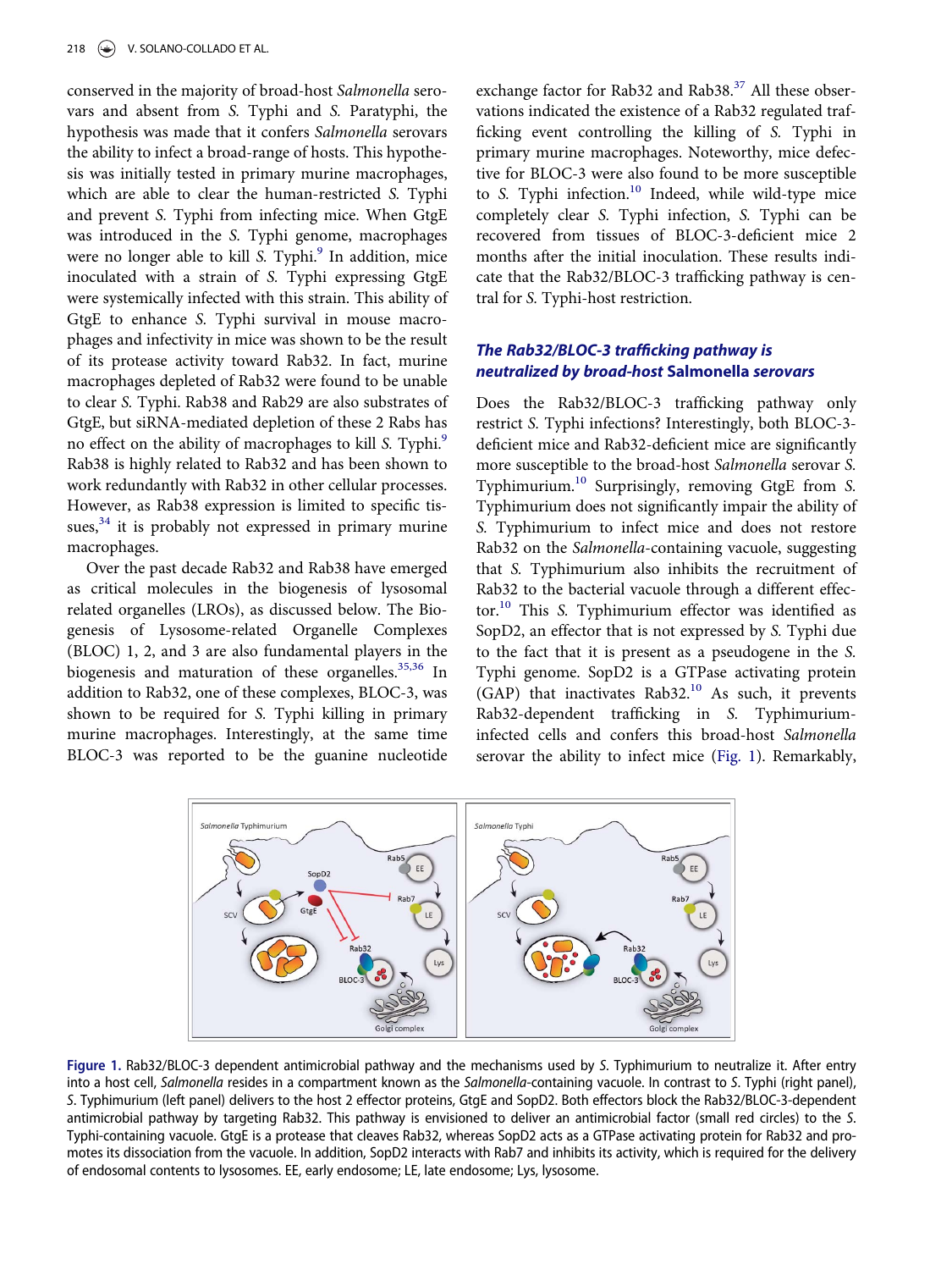conserved in the majority of broad-host *Salmonella* serovars and absent from *S.* Typhi and *S.* Paratyphi, the hypothesis was made that it confers *Salmonella* serovars the ability to infect a broad-range of hosts. This hypothesis was initially tested in primary murine macrophages, which are able to clear the human-restricted *S.* Typhi and prevent *S.* Typhi from infecting mice. When GtgE was introduced in the *S.* Typhi genome, macrophages were no longer able to kill *S.* Typhi.[9] In addition, mice inoculated with a strain of *S.* Typhi expressing GtgE were systemically infected with this strain. This ability of GtgE to enhance *S.* Typhi survival in mouse macrophages and infectivity in mice was shown to be the result of its protease activity toward Rab32. In fact, murine macrophages depleted of Rab32 were found to be unable to clear *S.* Typhi. Rab38 and Rab29 are also substrates of GtgE, but siRNA-mediated depletion of these 2 Rabs has no effect on the ability of macrophages to kill *S.* Typhi.[9] Rab38 is highly related to Rab32 and has been shown to work redundantly with Rab32 in other cellular processes. However, as Rab38 expression is limited to specific tissues,[34] it is probably not expressed in primary murine macrophages.

Over the past decade Rab32 and Rab38 have emerged as critical molecules in the biogenesis of lysosomal related organelles (LROs), as discussed below. The Biogenesis of Lysosome-related Organelle Complexes (BLOC) 1, 2, and 3 are also fundamental players in the biogenesis and maturation of these organelles.[35,36] In addition to Rab32, one of these complexes, BLOC-3, was shown to be required for *S.* Typhi killing in primary murine macrophages. Interestingly, at the same time BLOC-3 was reported to be the guanine nucleotide exchange factor for Rab32 and Rab38.[37] All these observations indicated the existence of a Rab32 regulated trafficking event controlling the killing of *S.* Typhi in primary murine macrophages. Noteworthy, mice defective for BLOC-3 were also found to be more susceptible to *S.* Typhi infection.[10] Indeed, while wild-type mice completely clear *S.* Typhi infection, *S.* Typhi can be recovered from tissues of BLOC-3-deficient mice 2 months after the initial inoculation. These results indicate that the Rab32/BLOC-3 trafficking pathway is central for *S.* Typhi-host restriction.

## *The Rab32/BLOC-3 trafficking pathway is neutralized by broad-host* Salmonella *serovars*

Does the Rab32/BLOC-3 trafficking pathway only restrict *S.* Typhi infections? Interestingly, both BLOC-3-deficient mice and Rab32-deficient mice are significantly more susceptible to the broad-host *Salmonella* serovar *S.* Typhimurium.[10] Surprisingly, removing GtgE from *S.* Typhimurium does not significantly impair the ability of *S.* Typhimurium to infect mice and does not restore Rab32 on the *Salmonella*-containing vacuole, suggesting that *S.* Typhimurium also inhibits the recruitment of Rab32 to the bacterial vacuole through a different effector.[10] This *S.* Typhimurium effector was identified as SopD2, an effector that is not expressed by *S.* Typhi due to the fact that it is present as a pseudogene in the *S.* Typhi genome. SopD2 is a GTPase activating protein (GAP) that inactivates Rab32.[10] As such, it prevents Rab32-dependent trafficking in *S.* Typhimurium-infected cells and confers this broad-host *Salmonella* serovar the ability to infect mice (Fig. 1). Remarkably,

**Figure 1.** Rab32/BLOC-3 dependent antimicrobial pathway and the mechanisms used by *S.* Typhimurium to neutralize it. After entry into a host cell, *Salmonella* resides in a compartment known as the *Salmonella*-containing vacuole. In contrast to *S.* Typhi (right panel), *S.* Typhimurium (left panel) delivers to the host 2 effector proteins, GtgE and SopD2. Both effectors block the Rab32/BLOC-3-dependent antimicrobial pathway by targeting Rab32. This pathway is envisioned to deliver an antimicrobial factor (small red circles) to the *S.* Typhi-containing vacuole. GtgE is a protease that cleaves Rab32, whereas SopD2 acts as a GTPase activating protein for Rab32 and promotes its dissociation from the vacuole. In addition, SopD2 interacts with Rab7 and inhibits its activity, which is required for the delivery of endosomal contents to lysosomes. EE, early endosome; LE, late endosome; Lys, lysosome.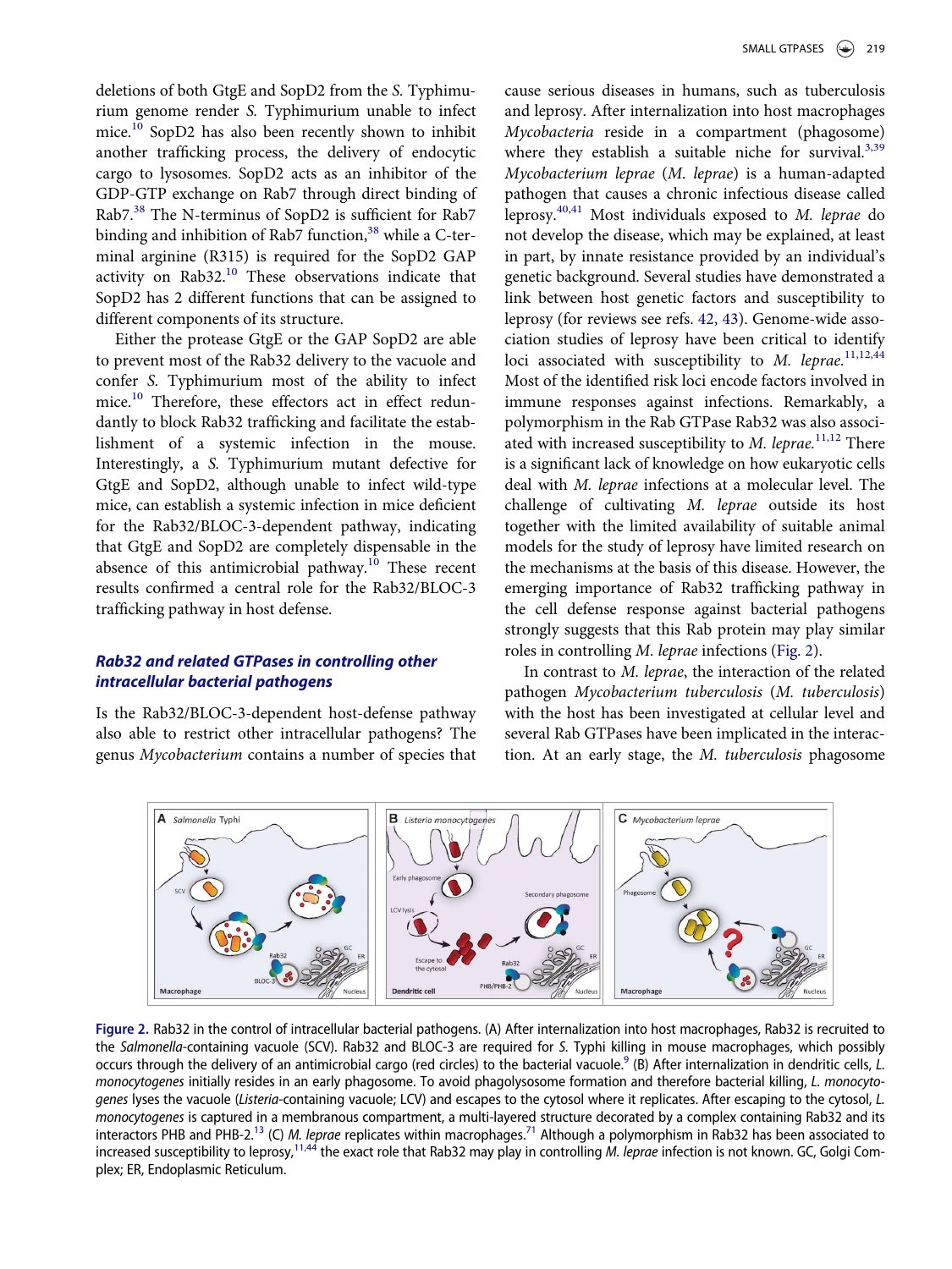deletions of both GtgE and SopD2 from the *S.* Typhimurium genome render *S.* Typhimurium unable to infect mice.[10] SopD2 has also been recently shown to inhibit another trafficking process, the delivery of endocytic cargo to lysosomes. SopD2 acts as an inhibitor of the GDP-GTP exchange on Rab7 through direct binding of Rab7.[38] The N-terminus of SopD2 is sufficient for Rab7 binding and inhibition of Rab7 function,[38] while a C-terminal arginine (R315) is required for the SopD2 GAP activity on Rab32.[10] These observations indicate that SopD2 has 2 different functions that can be assigned to different components of its structure.

Either the protease GtgE or the GAP SopD2 are able to prevent most of the Rab32 delivery to the vacuole and confer *S.* Typhimurium most of the ability to infect mice.[10] Therefore, these effectors act in effect redundantly to block Rab32 trafficking and facilitate the establishment of a systemic infection in the mouse. Interestingly, a *S.* Typhimurium mutant defective for GtgE and SopD2, although unable to infect wild-type mice, can establish a systemic infection in mice deficient for the Rab32/BLOC-3-dependent pathway, indicating that GtgE and SopD2 are completely dispensable in the absence of this antimicrobial pathway.[10] These recent results confirmed a central role for the Rab32/BLOC-3 trafficking pathway in host defense.

## Rab32 and related GTPases in controlling other intracellular bacterial pathogens

Is the Rab32/BLOC-3-dependent host-defense pathway also able to restrict other intracellular pathogens? The genus *Mycobacterium* contains a number of species that cause serious diseases in humans, such as tuberculosis and leprosy. After internalization into host macrophages *Mycobacteria* reside in a compartment (phagosome) where they establish a suitable niche for survival.[3,39] *Mycobacterium leprae* (*M. leprae*) is a human-adapted pathogen that causes a chronic infectious disease called leprosy.[40,41] Most individuals exposed to *M. leprae* do not develop the disease, which may be explained, at least in part, by innate resistance provided by an individual's genetic background. Several studies have demonstrated a link between host genetic factors and susceptibility to leprosy (for reviews see refs. 42, 43). Genome-wide association studies of leprosy have been critical to identify loci associated with susceptibility to *M. leprae*.[11,12,44] Most of the identified risk loci encode factors involved in immune responses against infections. Remarkably, a polymorphism in the Rab GTPase Rab32 was also associated with increased susceptibility to *M. leprae*.[11,12] There is a significant lack of knowledge on how eukaryotic cells deal with *M. leprae* infections at a molecular level. The challenge of cultivating *M. leprae* outside its host together with the limited availability of suitable animal models for the study of leprosy have limited research on the mechanisms at the basis of this disease. However, the emerging importance of Rab32 trafficking pathway in the cell defense response against bacterial pathogens strongly suggests that this Rab protein may play similar roles in controlling *M. leprae* infections (Fig. 2).

In contrast to *M. leprae*, the interaction of the related pathogen *Mycobacterium tuberculosis* (*M. tuberculosis*) with the host has been investigated at cellular level and several Rab GTPases have been implicated in the interaction. At an early stage, the *M. tuberculosis* phagosome

**Figure 2.** Rab32 in the control of intracellular bacterial pathogens. (A) After internalization into host macrophages, Rab32 is recruited to the *Salmonella*-containing vacuole (SCV). Rab32 and BLOC-3 are required for *S.* Typhi killing in mouse macrophages, which possibly occurs through the delivery of an antimicrobial cargo (red circles) to the bacterial vacuole.[9] (B) After internalization in dendritic cells, *L. monocytogenes* initially resides in an early phagosome. To avoid phagolysosome formation and therefore bacterial killing, *L. monocytogenes* lyses the vacuole (*Listeria*-containing vacuole; LCV) and escapes to the cytosol where it replicates. After escaping to the cytosol, *L. monocytogenes* is captured in a membranous compartment, a multi-layered structure decorated by a complex containing Rab32 and its interactors PHB and PHB-2.[13] (C) *M. leprae* replicates within macrophages.[71] Although a polymorphism in Rab32 has been associated to increased susceptibility to leprosy,[11,44] the exact role that Rab32 may play in controlling *M. leprae* infection is not known. GC, Golgi Complex; ER, Endoplasmic Reticulum.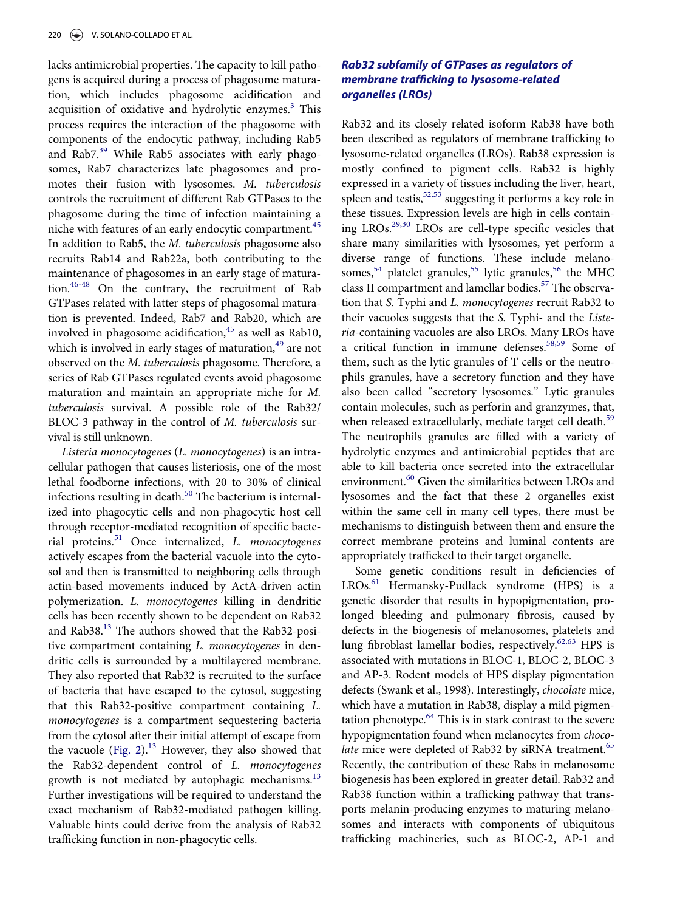lacks antimicrobial properties. The capacity to kill pathogens is acquired during a process of phagosome maturation, which includes phagosome acidification and acquisition of oxidative and hydrolytic enzymes.[3] This process requires the interaction of the phagosome with components of the endocytic pathway, including Rab5 and Rab7.[39] While Rab5 associates with early phagosomes, Rab7 characterizes late phagosomes and promotes their fusion with lysosomes. *M. tuberculosis* controls the recruitment of different Rab GTPases to the phagosome during the time of infection maintaining a niche with features of an early endocytic compartment.[45] In addition to Rab5, the *M. tuberculosis* phagosome also recruits Rab14 and Rab22a, both contributing to the maintenance of phagosomes in an early stage of maturation.[46-48] On the contrary, the recruitment of Rab GTPases related with latter steps of phagosomal maturation is prevented. Indeed, Rab7 and Rab20, which are involved in phagosome acidification,[45] as well as Rab10, which is involved in early stages of maturation,[49] are not observed on the *M. tuberculosis* phagosome. Therefore, a series of Rab GTPases regulated events avoid phagosome maturation and maintain an appropriate niche for *M. tuberculosis* survival. A possible role of the Rab32/BLOC-3 pathway in the control of *M. tuberculosis* survival is still unknown.

*Listeria monocytogenes* (*L. monocytogenes*) is an intracellular pathogen that causes listeriosis, one of the most lethal foodborne infections, with 20 to 30% of clinical infections resulting in death.[50] The bacterium is internalized into phagocytic cells and non-phagocytic host cell through receptor-mediated recognition of specific bacterial proteins.[51] Once internalized, *L. monocytogenes* actively escapes from the bacterial vacuole into the cytosol and then is transmitted to neighboring cells through actin-based movements induced by ActA-driven actin polymerization. *L. monocytogenes* killing in dendritic cells has been recently shown to be dependent on Rab32 and Rab38.[13] The authors showed that the Rab32-positive compartment containing *L. monocytogenes* in dendritic cells is surrounded by a multilayered membrane. They also reported that Rab32 is recruited to the surface of bacteria that have escaped to the cytosol, suggesting that this Rab32-positive compartment containing *L. monocytogenes* is a compartment sequestering bacteria from the cytosol after their initial attempt of escape from the vacuole (Fig. 2).[13] However, they also showed that the Rab32-dependent control of *L. monocytogenes* growth is not mediated by autophagic mechanisms.[13] Further investigations will be required to understand the exact mechanism of Rab32-mediated pathogen killing. Valuable hints could derive from the analysis of Rab32 trafficking function in non-phagocytic cells.

## *Rab32 subfamily of GTPases as regulators of membrane trafficking to lysosome-related organelles (LROs)*

Rab32 and its closely related isoform Rab38 have both been described as regulators of membrane trafficking to lysosome-related organelles (LROs). Rab38 expression is mostly confined to pigment cells. Rab32 is highly expressed in a variety of tissues including the liver, heart, spleen and testis,[52,53] suggesting it performs a key role in these tissues. Expression levels are high in cells containing LROs.[29,30] LROs are cell-type specific vesicles that share many similarities with lysosomes, yet perform a diverse range of functions. These include melanosomes,[54] platelet granules,[55] lytic granules,[56] the MHC class II compartment and lamellar bodies.[57] The observation that *S.* Typhi and *L. monocytogenes* recruit Rab32 to their vacuoles suggests that the *S.* Typhi- and the *Listeria*-containing vacuoles are also LROs. Many LROs have a critical function in immune defenses.[58,59] Some of them, such as the lytic granules of T cells or the neutrophils granules, have a secretory function and they have also been called "secretory lysosomes." Lytic granules contain molecules, such as perforin and granzymes, that, when released extracellularly, mediate target cell death.[59] The neutrophils granules are filled with a variety of hydrolytic enzymes and antimicrobial peptides that are able to kill bacteria once secreted into the extracellular environment.[60] Given the similarities between LROs and lysosomes and the fact that these 2 organelles exist within the same cell in many cell types, there must be mechanisms to distinguish between them and ensure the correct membrane proteins and luminal contents are appropriately trafficked to their target organelle.

Some genetic conditions result in deficiencies of LROs.[61] Hermansky-Pudlack syndrome (HPS) is a genetic disorder that results in hypopigmentation, prolonged bleeding and pulmonary fibrosis, caused by defects in the biogenesis of melanosomes, platelets and lung fibroblast lamellar bodies, respectively.[62,63] HPS is associated with mutations in BLOC-1, BLOC-2, BLOC-3 and AP-3. Rodent models of HPS display pigmentation defects (Swank et al., 1998). Interestingly, *chocolate* mice, which have a mutation in Rab38, display a mild pigmentation phenotype.[64] This is in stark contrast to the severe hypopigmentation found when melanocytes from *chocolate* mice were depleted of Rab32 by siRNA treatment.[65] Recently, the contribution of these Rabs in melanosome biogenesis has been explored in greater detail. Rab32 and Rab38 function within a trafficking pathway that transports melanin-producing enzymes to maturing melanosomes and interacts with components of ubiquitous trafficking machineries, such as BLOC-2, AP-1 and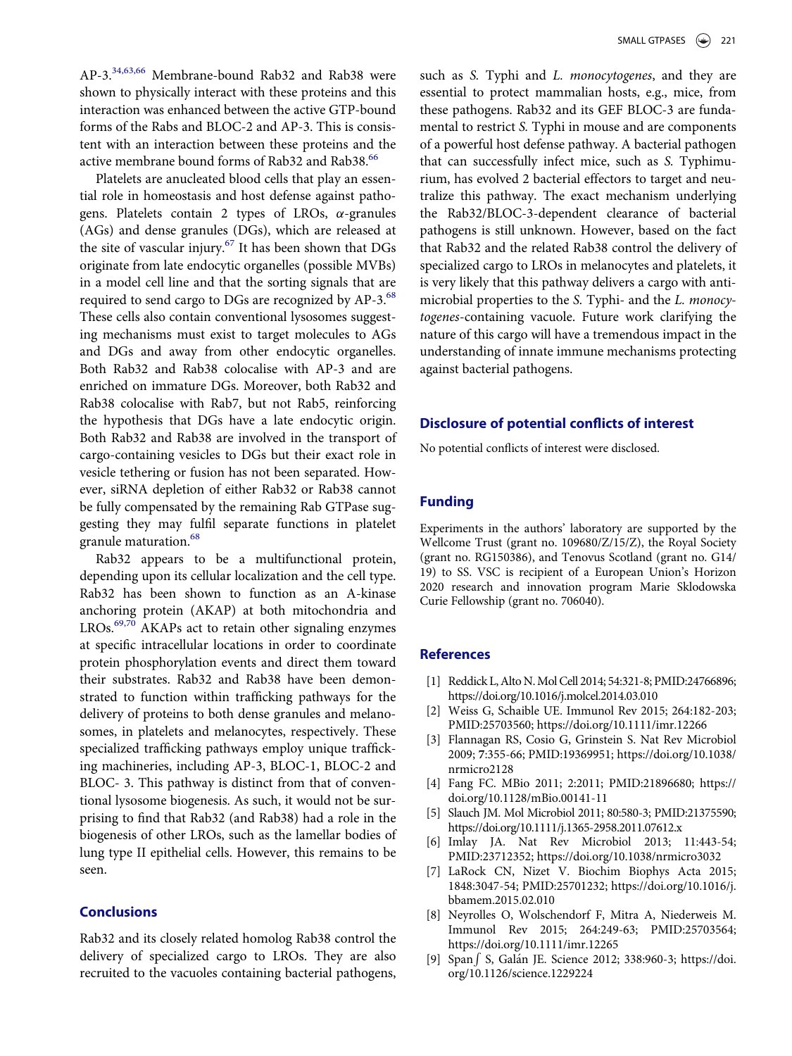AP-3.[34,63,66] Membrane-bound Rab32 and Rab38 were shown to physically interact with these proteins and this interaction was enhanced between the active GTP-bound forms of the Rabs and BLOC-2 and AP-3. This is consistent with an interaction between these proteins and the active membrane bound forms of Rab32 and Rab38.[66]

Platelets are anucleated blood cells that play an essential role in homeostasis and host defense against pathogens. Platelets contain 2 types of LROs, $\alpha$-granules (AGs) and dense granules (DGs), which are released at the site of vascular injury.[67] It has been shown that DGs originate from late endocytic organelles (possible MVBs) in a model cell line and that the sorting signals that are required to send cargo to DGs are recognized by AP-3.[68] These cells also contain conventional lysosomes suggesting mechanisms must exist to target molecules to AGs and DGs and away from other endocytic organelles. Both Rab32 and Rab38 colocalise with AP-3 and are enriched on immature DGs. Moreover, both Rab32 and Rab38 colocalise with Rab7, but not Rab5, reinforcing the hypothesis that DGs have a late endocytic origin. Both Rab32 and Rab38 are involved in the transport of cargo-containing vesicles to DGs but their exact role in vesicle tethering or fusion has not been separated. However, siRNA depletion of either Rab32 or Rab38 cannot be fully compensated by the remaining Rab GTPase suggesting they may fulfil separate functions in platelet granule maturation.[68]

Rab32 appears to be a multifunctional protein, depending upon its cellular localization and the cell type. Rab32 has been shown to function as an A-kinase anchoring protein (AKAP) at both mitochondria and LROs.[69,70] AKAPs act to retain other signaling enzymes at specific intracellular locations in order to coordinate protein phosphorylation events and direct them toward their substrates. Rab32 and Rab38 have been demonstrated to function within trafficking pathways for the delivery of proteins to both dense granules and melanosomes, in platelets and melanocytes, respectively. These specialized trafficking pathways employ unique trafficking machineries, including AP-3, BLOC-1, BLOC-2 and BLOC- 3. This pathway is distinct from that of conventional lysosome biogenesis. As such, it would not be surprising to find that Rab32 (and Rab38) had a role in the biogenesis of other LROs, such as the lamellar bodies of lung type II epithelial cells. However, this remains to be seen.

## Conclusions

Rab32 and its closely related homolog Rab38 control the delivery of specialized cargo to LROs. They are also recruited to the vacuoles containing bacterial pathogens, such as *S.* Typhi and *L. monocytogenes*, and they are essential to protect mammalian hosts, e.g., mice, from these pathogens. Rab32 and its GEF BLOC-3 are fundamental to restrict *S.* Typhi in mouse and are components of a powerful host defense pathway. A bacterial pathogen that can successfully infect mice, such as *S.* Typhimurium, has evolved 2 bacterial effectors to target and neutralize this pathway. The exact mechanism underlying the Rab32/BLOC-3-dependent clearance of bacterial pathogens is still unknown. However, based on the fact that Rab32 and the related Rab38 control the delivery of specialized cargo to LROs in melanocytes and platelets, it is very likely that this pathway delivers a cargo with antimicrobial properties to the *S.* Typhi- and the *L. monocytogenes*-containing vacuole. Future work clarifying the nature of this cargo will have a tremendous impact in the understanding of innate immune mechanisms protecting against bacterial pathogens.

## Disclosure of potential conflicts of interest

No potential conflicts of interest were disclosed.

## Funding

Experiments in the authors' laboratory are supported by the Wellcome Trust (grant no. 109680/Z/15/Z), the Royal Society (grant no. RG150386), and Tenovus Scotland (grant no. G14/19) to SS. VSC is recipient of a European Union's Horizon 2020 research and innovation program Marie Sklodowska Curie Fellowship (grant no. 706040).

## References

[1] Reddick L, Alto N. Mol Cell 2014; 54:321-8; PMID:24766896; https://doi.org/10.1016/j.molcel.2014.03.010

[2] Weiss G, Schaible UE. Immunol Rev 2015; 264:182-203; PMID:25703560; https://doi.org/10.1111/imr.12266

[3] Flannagan RS, Cosio G, Grinstein S. Nat Rev Microbiol 2009; 7:355-66; PMID:19369951; https://doi.org/10.1038/nrmicro2128

[4] Fang FC. MBio 2011; 2:2011; PMID:21896680; https://doi.org/10.1128/mBio.00141-11

[5] Slauch JM. Mol Microbiol 2011; 80:580-3; PMID:21375590; https://doi.org/10.1111/j.1365-2958.2011.07612.x

[6] Imlay JA. Nat Rev Microbiol 2013; 11:443-54; PMID:23712352; https://doi.org/10.1038/nrmicro3032

[7] LaRock CN, Nizet V. Biochim Biophys Acta 2015; 1848:3047-54; PMID:25701232; https://doi.org/10.1016/j.bbamem.2015.02.010

[8] Neyrolles O, Wolschendorf F, Mitra A, Niederweis M. Immunol Rev 2015; 264:249-63; PMID:25703564; https://doi.org/10.1111/imr.12265

[9] Span∫ S, Galán JE. Science 2012; 338:960-3; https://doi.org/10.1126/science.1229224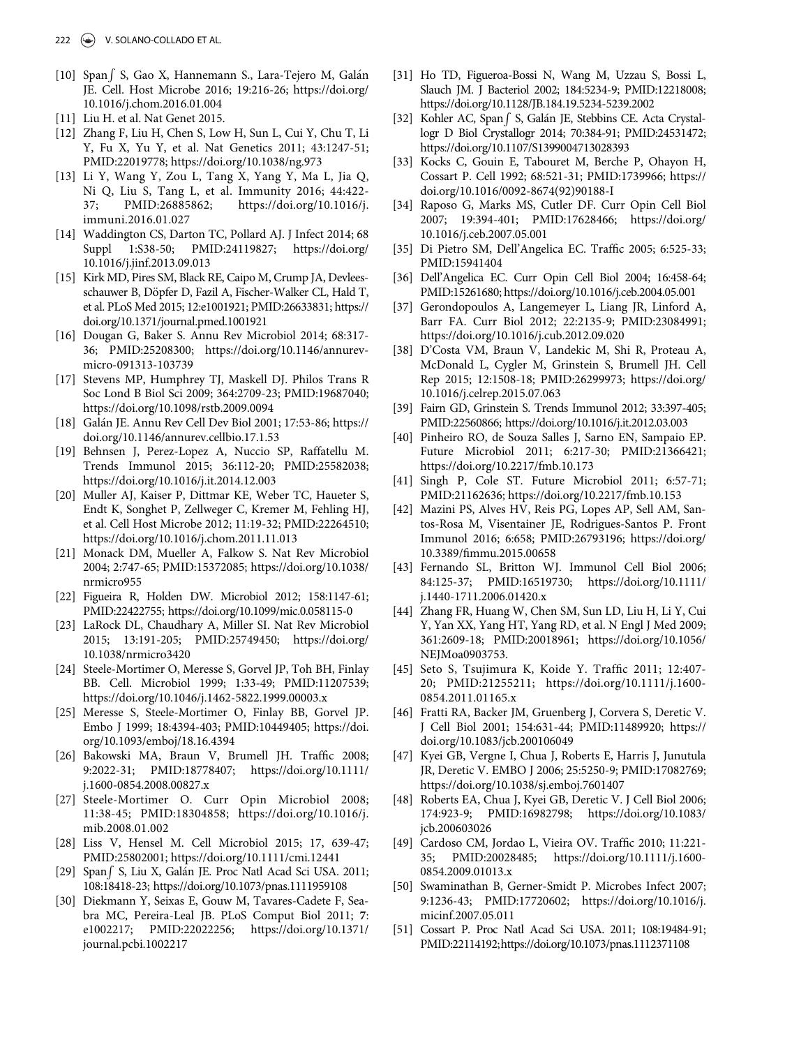[10] Span∫ S, Gao X, Hannemann S., Lara-Tejero M, Galán JE. Cell. Host Microbe 2016; 19:216-26; https://doi.org/10.1016/j.chom.2016.01.004

[11] Liu H. et al. Nat Genet 2015.

[12] Zhang F, Liu H, Chen S, Low H, Sun L, Cui Y, Chu T, Li Y, Fu X, Yu Y, et al. Nat Genetics 2011; 43:1247-51; PMID:22019778; https://doi.org/10.1038/ng.973

[13] Li Y, Wang Y, Zou L, Tang X, Yang Y, Ma L, Jia Q, Ni Q, Liu S, Tang L, et al. Immunity 2016; 44:422-37; PMID:26885862; https://doi.org/10.1016/j.immuni.2016.01.027

[14] Waddington CS, Darton TC, Pollard AJ. J Infect 2014; 68 Suppl 1:S38-50; PMID:24119827; https://doi.org/10.1016/j.jinf.2013.09.013

[15] Kirk MD, Pires SM, Black RE, Caipo M, Crump JA, Devleesschauwer B, Döpfer D, Fazil A, Fischer-Walker CL, Hald T, et al. PLoS Med 2015; 12:e1001921; PMID:26633831; https://doi.org/10.1371/journal.pmed.1001921

[16] Dougan G, Baker S. Annu Rev Microbiol 2014; 68:317-36; PMID:25208300; https://doi.org/10.1146/annurev-micro-091313-103739

[17] Stevens MP, Humphrey TJ, Maskell DJ. Philos Trans R Soc Lond B Biol Sci 2009; 364:2709-23; PMID:19687040; https://doi.org/10.1098/rstb.2009.0094

[18] Galán JE. Annu Rev Cell Dev Biol 2001; 17:53-86; https://doi.org/10.1146/annurev.cellbio.17.1.53

[19] Behnsen J, Perez-Lopez A, Nuccio SP, Raffatellu M. Trends Immunol 2015; 36:112-20; PMID:25582038; https://doi.org/10.1016/j.it.2014.12.003

[20] Muller AJ, Kaiser P, Dittmar KE, Weber TC, Haueter S, Endt K, Songhet P, Zellweger C, Kremer M, Fehling HJ, et al. Cell Host Microbe 2012; 11:19-32; PMID:22264510; https://doi.org/10.1016/j.chom.2011.11.013

[21] Monack DM, Mueller A, Falkow S. Nat Rev Microbiol 2004; 2:747-65; PMID:15372085; https://doi.org/10.1038/nrmicro955

[22] Figueira R, Holden DW. Microbiol 2012; 158:1147-61; PMID:22422755; https://doi.org/10.1099/mic.0.058115-0

[23] LaRock DL, Chaudhary A, Miller SI. Nat Rev Microbiol 2015; 13:191-205; PMID:25749450; https://doi.org/10.1038/nrmicro3420

[24] Steele-Mortimer O, Meresse S, Gorvel JP, Toh BH, Finlay BB. Cell. Microbiol 1999; 1:33-49; PMID:11207539; https://doi.org/10.1046/j.1462-5822.1999.00003.x

[25] Meresse S, Steele-Mortimer O, Finlay BB, Gorvel JP. Embo J 1999; 18:4394-403; PMID:10449405; https://doi.org/10.1093/emboj/18.16.4394

[26] Bakowski MA, Braun V, Brumell JH. Traffic 2008; 9:2022-31; PMID:18778407; https://doi.org/10.1111/j.1600-0854.2008.00827.x

[27] Steele-Mortimer O. Curr Opin Microbiol 2008; 11:38-45; PMID:18304858; https://doi.org/10.1016/j.mib.2008.01.002

[28] Liss V, Hensel M. Cell Microbiol 2015; 17, 639-47; PMID:25802001; https://doi.org/10.1111/cmi.12441

[29] Span∫ S, Liu X, Galán JE. Proc Natl Acad Sci USA. 2011; 108:18418-23; https://doi.org/10.1073/pnas.1111959108

[30] Diekmann Y, Seixas E, Gouw M, Tavares-Cadete F, Seabra MC, Pereira-Leal JB. PLoS Comput Biol 2011; **7**: e1002217; PMID:22022256; https://doi.org/10.1371/journal.pcbi.1002217

[31] Ho TD, Figueroa-Bossi N, Wang M, Uzzau S, Bossi L, Slauch JM. J Bacteriol 2002; 184:5234-9; PMID:12218008; https://doi.org/10.1128/JB.184.19.5234-5239.2002

[32] Kohler AC, Span∫ S, Galán JE, Stebbins CE. Acta Crystallogr D Biol Crystallogr 2014; 70:384-91; PMID:24531472; https://doi.org/10.1107/S1399004713028393

[33] Kocks C, Gouin E, Tabouret M, Berche P, Ohayon H, Cossart P. Cell 1992; 68:521-31; PMID:1739966; https://doi.org/10.1016/0092-8674(92)90188-I

[34] Raposo G, Marks MS, Cutler DF. Curr Opin Cell Biol 2007; 19:394-401; PMID:17628466; https://doi.org/10.1016/j.ceb.2007.05.001

[35] Di Pietro SM, Dell'Angelica EC. Traffic 2005; 6:525-33; PMID:15941404

[36] Dell'Angelica EC. Curr Opin Cell Biol 2004; 16:458-64; PMID:15261680; https://doi.org/10.1016/j.ceb.2004.05.001

[37] Gerondopoulos A, Langemeyer L, Liang JR, Linford A, Barr FA. Curr Biol 2012; 22:2135-9; PMID:23084991; https://doi.org/10.1016/j.cub.2012.09.020

[38] D'Costa VM, Braun V, Landekic M, Shi R, Proteau A, McDonald L, Cygler M, Grinstein S, Brumell JH. Cell Rep 2015; 12:1508-18; PMID:26299973; https://doi.org/10.1016/j.celrep.2015.07.063

[39] Fairn GD, Grinstein S. Trends Immunol 2012; 33:397-405; PMID:22560866; https://doi.org/10.1016/j.it.2012.03.003

[40] Pinheiro RO, de Souza Salles J, Sarno EN, Sampaio EP. Future Microbiol 2011; 6:217-30; PMID:21366421; https://doi.org/10.2217/fmb.10.173

[41] Singh P, Cole ST. Future Microbiol 2011; 6:57-71; PMID:21162636; https://doi.org/10.2217/fmb.10.153

[42] Mazini PS, Alves HV, Reis PG, Lopes AP, Sell AM, Santos-Rosa M, Visentainer JE, Rodrigues-Santos P. Front Immunol 2016; 6:658; PMID:26793196; https://doi.org/10.3389/fimmu.2015.00658

[43] Fernando SL, Britton WJ. Immunol Cell Biol 2006; 84:125-37; PMID:16519730; https://doi.org/10.1111/j.1440-1711.2006.01420.x

[44] Zhang FR, Huang W, Chen SM, Sun LD, Liu H, Li Y, Cui Y, Yan XX, Yang HT, Yang RD, et al. N Engl J Med 2009; 361:2609-18; PMID:20018961; https://doi.org/10.1056/NEJMoa0903753.

[45] Seto S, Tsujimura K, Koide Y. Traffic 2011; 12:407-20; PMID:21255211; https://doi.org/10.1111/j.1600-0854.2011.01165.x

[46] Fratti RA, Backer JM, Gruenberg J, Corvera S, Deretic V. J Cell Biol 2001; 154:631-44; PMID:11489920; https://doi.org/10.1083/jcb.200106049

[47] Kyei GB, Vergne I, Chua J, Roberts E, Harris J, Junutula JR, Deretic V. EMBO J 2006; 25:5250-9; PMID:17082769; https://doi.org/10.1038/sj.emboj.7601407

[48] Roberts EA, Chua J, Kyei GB, Deretic V. J Cell Biol 2006; 174:923-9; PMID:16982798; https://doi.org/10.1083/jcb.200603026

[49] Cardoso CM, Jordao L, Vieira OV. Traffic 2010; 11:221-35; PMID:20028485; https://doi.org/10.1111/j.1600-0854.2009.01013.x

[50] Swaminathan B, Gerner-Smidt P. Microbes Infect 2007; 9:1236-43; PMID:17720602; https://doi.org/10.1016/j.micinf.2007.05.011

[51] Cossart P. Proc Natl Acad Sci USA. 2011; 108:19484-91; PMID:22114192;https://doi.org/10.1073/pnas.1112371108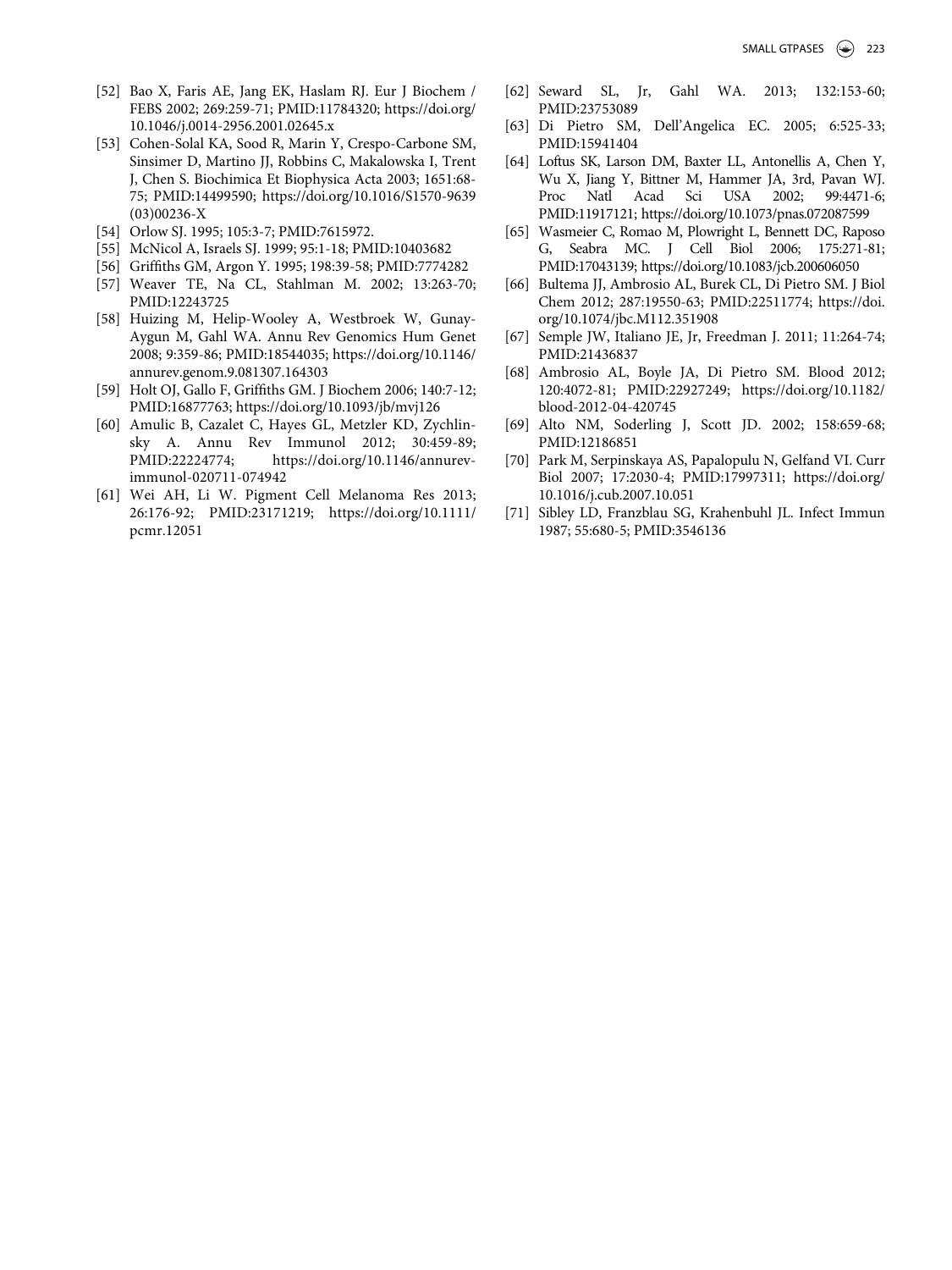[52] Bao X, Faris AE, Jang EK, Haslam RJ. Eur J Biochem / FEBS 2002; 269:259-71; PMID:11784320; https://doi.org/10.1046/j.0014-2956.2001.02645.x

[53] Cohen-Solal KA, Sood R, Marin Y, Crespo-Carbone SM, Sinsimer D, Martino JJ, Robbins C, Makalowska I, Trent J, Chen S. Biochimica Et Biophysica Acta 2003; 1651:68-75; PMID:14499590; https://doi.org/10.1016/S1570-9639(03)00236-X

[54] Orlow SJ. 1995; 105:3-7; PMID:7615972.

[55] McNicol A, Israels SJ. 1999; 95:1-18; PMID:10403682

[56] Griffiths GM, Argon Y. 1995; 198:39-58; PMID:7774282

[57] Weaver TE, Na CL, Stahlman M. 2002; 13:263-70; PMID:12243725

[58] Huizing M, Helip-Wooley A, Westbroek W, Gunay-Aygun M, Gahl WA. Annu Rev Genomics Hum Genet 2008; 9:359-86; PMID:18544035; https://doi.org/10.1146/annurev.genom.9.081307.164303

[59] Holt OJ, Gallo F, Griffiths GM. J Biochem 2006; 140:7-12; PMID:16877763; https://doi.org/10.1093/jb/mvj126

[60] Amulic B, Cazalet C, Hayes GL, Metzler KD, Zychlinsky A. Annu Rev Immunol 2012; 30:459-89; PMID:22224774; https://doi.org/10.1146/annurev-immunol-020711-074942

[61] Wei AH, Li W. Pigment Cell Melanoma Res 2013; 26:176-92; PMID:23171219; https://doi.org/10.1111/pcmr.12051

[62] Seward SL, Jr, Gahl WA. 2013; 132:153-60; PMID:23753089

[63] Di Pietro SM, Dell'Angelica EC. 2005; 6:525-33; PMID:15941404

[64] Loftus SK, Larson DM, Baxter LL, Antonellis A, Chen Y, Wu X, Jiang Y, Bittner M, Hammer JA, 3rd, Pavan WJ. Proc Natl Acad Sci USA 2002; 99:4471-6; PMID:11917121; https://doi.org/10.1073/pnas.072087599

[65] Wasmeier C, Romao M, Plowright L, Bennett DC, Raposo G, Seabra MC. J Cell Biol 2006; 175:271-81; PMID:17043139; https://doi.org/10.1083/jcb.200606050

[66] Bultema JJ, Ambrosio AL, Burek CL, Di Pietro SM. J Biol Chem 2012; 287:19550-63; PMID:22511774; https://doi.org/10.1074/jbc.M112.351908

[67] Semple JW, Italiano JE, Jr, Freedman J. 2011; 11:264-74; PMID:21436837

[68] Ambrosio AL, Boyle JA, Di Pietro SM. Blood 2012; 120:4072-81; PMID:22927249; https://doi.org/10.1182/blood-2012-04-420745

[69] Alto NM, Soderling J, Scott JD. 2002; 158:659-68; PMID:12186851

[70] Park M, Serpinskaya AS, Papalopulu N, Gelfand VI. Curr Biol 2007; 17:2030-4; PMID:17997311; https://doi.org/10.1016/j.cub.2007.10.051

[71] Sibley LD, Franzblau SG, Krahenbuhl JL. Infect Immun 1987; 55:680-5; PMID:3546136